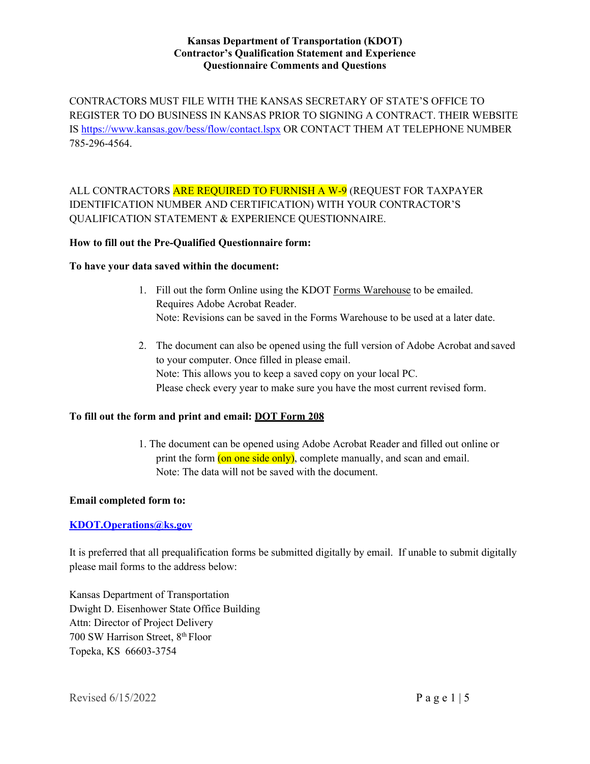# Kansas Department of Transportation (KDOT)
# Contractor's Qualification Statement and Experience
# Questionnaire Comments and Questions

CONTRACTORS MUST FILE WITH THE KANSAS SECRETARY OF STATE'S OFFICE TO REGISTER TO DO BUSINESS IN KANSAS PRIOR TO SIGNING A CONTRACT. THEIR WEBSITE IS https://www.kansas.gov/bess/flow/contact.lspx OR CONTACT THEM AT TELEPHONE NUMBER 785-296-4564.

ALL CONTRACTORS ARE REQUIRED TO FURNISH A W-9 (REQUEST FOR TAXPAYER IDENTIFICATION NUMBER AND CERTIFICATION) WITH YOUR CONTRACTOR'S QUALIFICATION STATEMENT & EXPERIENCE QUESTIONNAIRE.

**How to fill out the Pre-Qualified Questionnaire form:**

**To have your data saved within the document:**

1. Fill out the form Online using the KDOT Forms Warehouse to be emailed. Requires Adobe Acrobat Reader.
   Note: Revisions can be saved in the Forms Warehouse to be used at a later date.

2. The document can also be opened using the full version of Adobe Acrobat and saved to your computer. Once filled in please email.
   Note: This allows you to keep a saved copy on your local PC.
   Please check every year to make sure you have the most current revised form.

**To fill out the form and print and email: DOT Form 208**

1. The document can be opened using Adobe Acrobat Reader and filled out online or print the form (on one side only), complete manually, and scan and email.
   Note: The data will not be saved with the document.

**Email completed form to:**

**KDOT.Operations@ks.gov**

It is preferred that all prequalification forms be submitted digitally by email. If unable to submit digitally please mail forms to the address below:

Kansas Department of Transportation
Dwight D. Eisenhower State Office Building
Attn: Director of Project Delivery
700 SW Harrison Street, 8th Floor
Topeka, KS 66603-3754

Revised 6/15/2022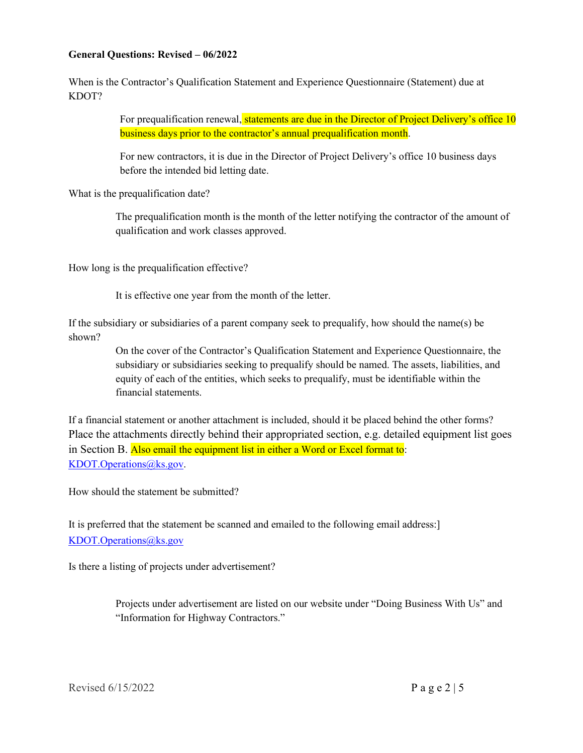**General Questions: Revised – 06/2022**

When is the Contractor's Qualification Statement and Experience Questionnaire (Statement) due at KDOT?

> For prequalification renewal, statements are due in the Director of Project Delivery's office 10 business days prior to the contractor's annual prequalification month.
>
> For new contractors, it is due in the Director of Project Delivery's office 10 business days before the intended bid letting date.

What is the prequalification date?

> The prequalification month is the month of the letter notifying the contractor of the amount of qualification and work classes approved.

How long is the prequalification effective?

> It is effective one year from the month of the letter.

If the subsidiary or subsidiaries of a parent company seek to prequalify, how should the name(s) be shown?

> On the cover of the Contractor's Qualification Statement and Experience Questionnaire, the subsidiary or subsidiaries seeking to prequalify should be named. The assets, liabilities, and equity of each of the entities, which seeks to prequalify, must be identifiable within the financial statements.

If a financial statement or another attachment is included, should it be placed behind the other forms?
Place the attachments directly behind their appropriated section, e.g. detailed equipment list goes in Section B. Also email the equipment list in either a Word or Excel format to: KDOT.Operations@ks.gov.

How should the statement be submitted?

It is preferred that the statement be scanned and emailed to the following email address:] KDOT.Operations@ks.gov

Is there a listing of projects under advertisement?

> Projects under advertisement are listed on our website under "Doing Business With Us" and "Information for Highway Contractors."

Revised 6/15/2022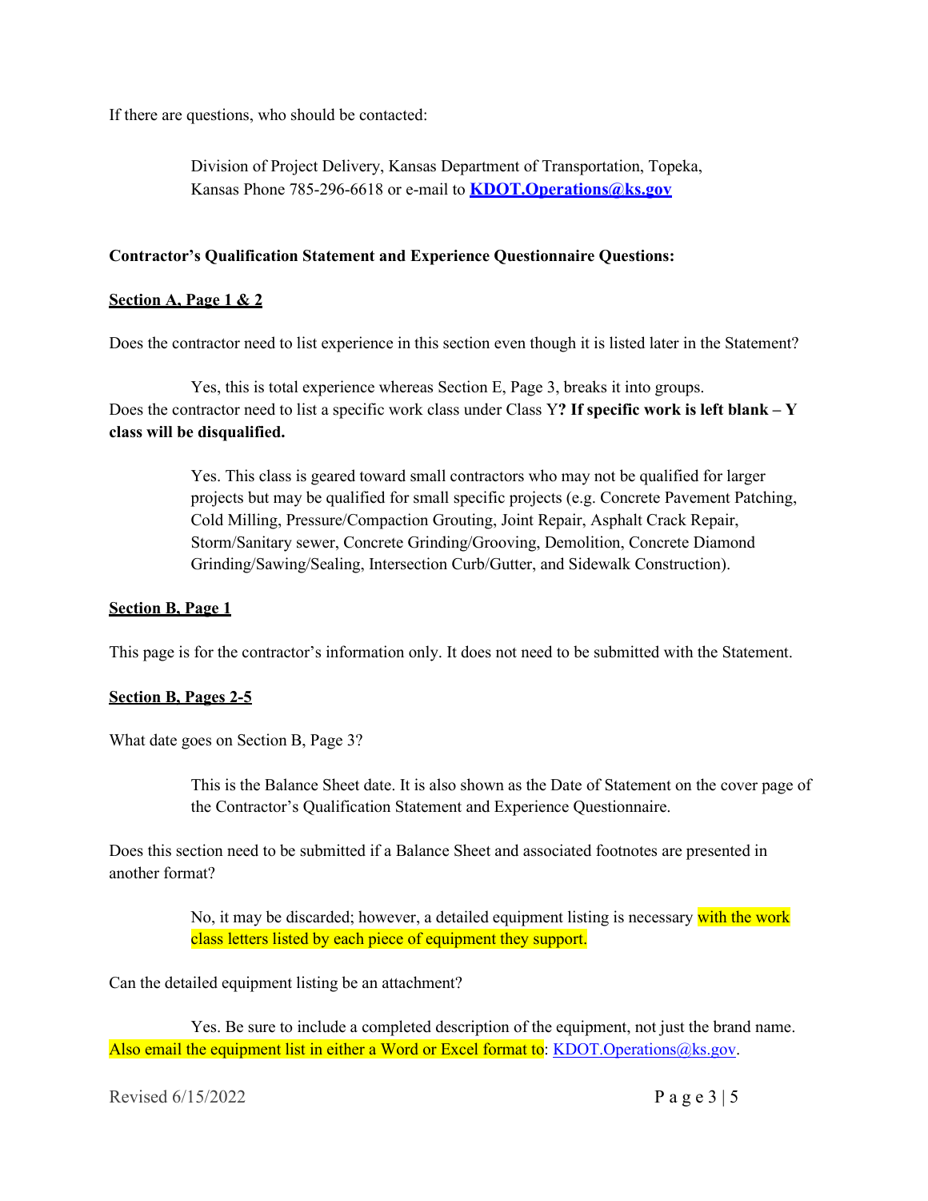If there are questions, who should be contacted:

> Division of Project Delivery, Kansas Department of Transportation, Topeka, Kansas Phone 785-296-6618 or e-mail to **KDOT.Operations@ks.gov**

**Contractor's Qualification Statement and Experience Questionnaire Questions:**

**Section A, Page 1 & 2**

Does the contractor need to list experience in this section even though it is listed later in the Statement?

> Yes, this is total experience whereas Section E, Page 3, breaks it into groups.

Does the contractor need to list a specific work class under Class Y**? If specific work is left blank – Y class will be disqualified.**

> Yes. This class is geared toward small contractors who may not be qualified for larger projects but may be qualified for small specific projects (e.g. Concrete Pavement Patching, Cold Milling, Pressure/Compaction Grouting, Joint Repair, Asphalt Crack Repair, Storm/Sanitary sewer, Concrete Grinding/Grooving, Demolition, Concrete Diamond Grinding/Sawing/Sealing, Intersection Curb/Gutter, and Sidewalk Construction).

**Section B, Page 1**

This page is for the contractor's information only. It does not need to be submitted with the Statement.

**Section B, Pages 2-5**

What date goes on Section B, Page 3?

> This is the Balance Sheet date. It is also shown as the Date of Statement on the cover page of the Contractor's Qualification Statement and Experience Questionnaire.

Does this section need to be submitted if a Balance Sheet and associated footnotes are presented in another format?

> No, it may be discarded; however, a detailed equipment listing is necessary with the work class letters listed by each piece of equipment they support.

Can the detailed equipment listing be an attachment?

> Yes. Be sure to include a completed description of the equipment, not just the brand name.

Also email the equipment list in either a Word or Excel format to: KDOT.Operations@ks.gov.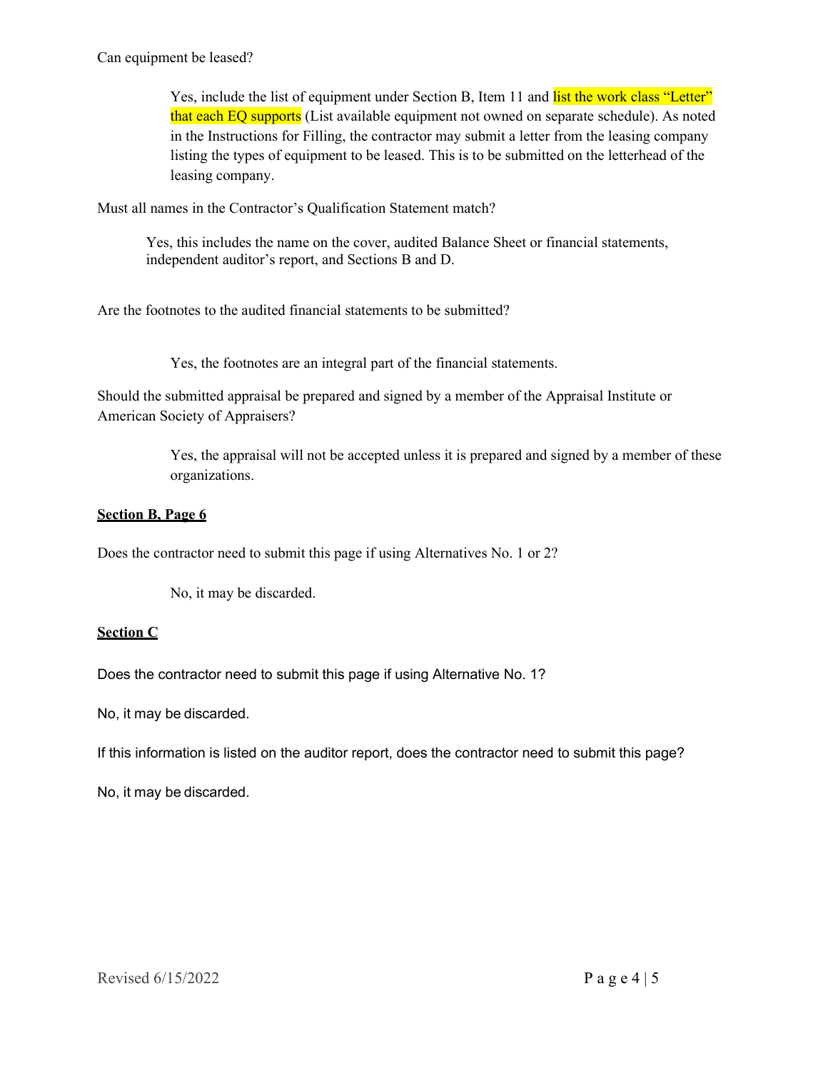Can equipment be leased?

> Yes, include the list of equipment under Section B, Item 11 and list the work class "Letter" that each EQ supports (List available equipment not owned on separate schedule). As noted in the Instructions for Filling, the contractor may submit a letter from the leasing company listing the types of equipment to be leased. This is to be submitted on the letterhead of the leasing company.

Must all names in the Contractor's Qualification Statement match?

> Yes, this includes the name on the cover, audited Balance Sheet or financial statements, independent auditor's report, and Sections B and D.

Are the footnotes to the audited financial statements to be submitted?

> Yes, the footnotes are an integral part of the financial statements.

Should the submitted appraisal be prepared and signed by a member of the Appraisal Institute or American Society of Appraisers?

> Yes, the appraisal will not be accepted unless it is prepared and signed by a member of these organizations.

**Section B, Page 6**

Does the contractor need to submit this page if using Alternatives No. 1 or 2?

> No, it may be discarded.

**Section C**

Does the contractor need to submit this page if using Alternative No. 1?

No, it may be discarded.

If this information is listed on the auditor report, does the contractor need to submit this page?

No, it may be discarded.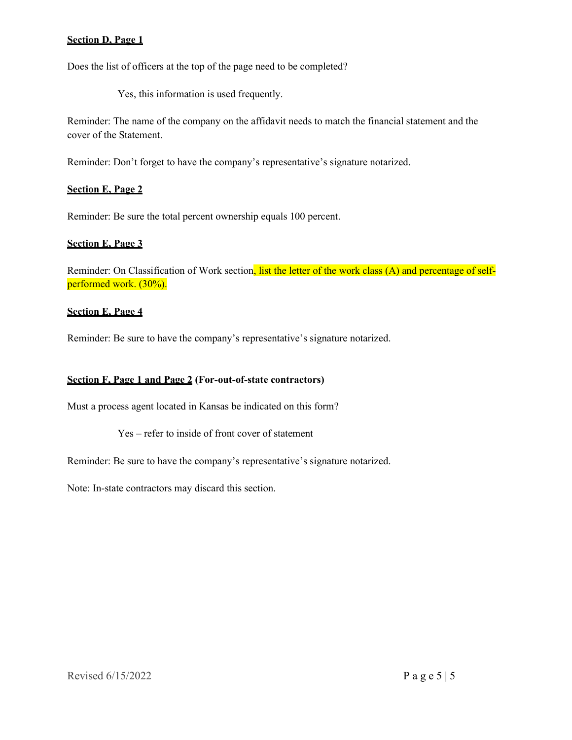**Section D, Page 1**

Does the list of officers at the top of the page need to be completed?

> Yes, this information is used frequently.

Reminder: The name of the company on the affidavit needs to match the financial statement and the cover of the Statement.

Reminder: Don't forget to have the company's representative's signature notarized.

**Section E, Page 2**

Reminder: Be sure the total percent ownership equals 100 percent.

**Section E, Page 3**

Reminder: On Classification of Work section, list the letter of the work class (A) and percentage of self-performed work. (30%).

**Section E, Page 4**

Reminder: Be sure to have the company's representative's signature notarized.

**Section F, Page 1 and Page 2 (For-out-of-state contractors)**

Must a process agent located in Kansas be indicated on this form?

> Yes – refer to inside of front cover of statement

Reminder: Be sure to have the company's representative's signature notarized.

Note: In-state contractors may discard this section.